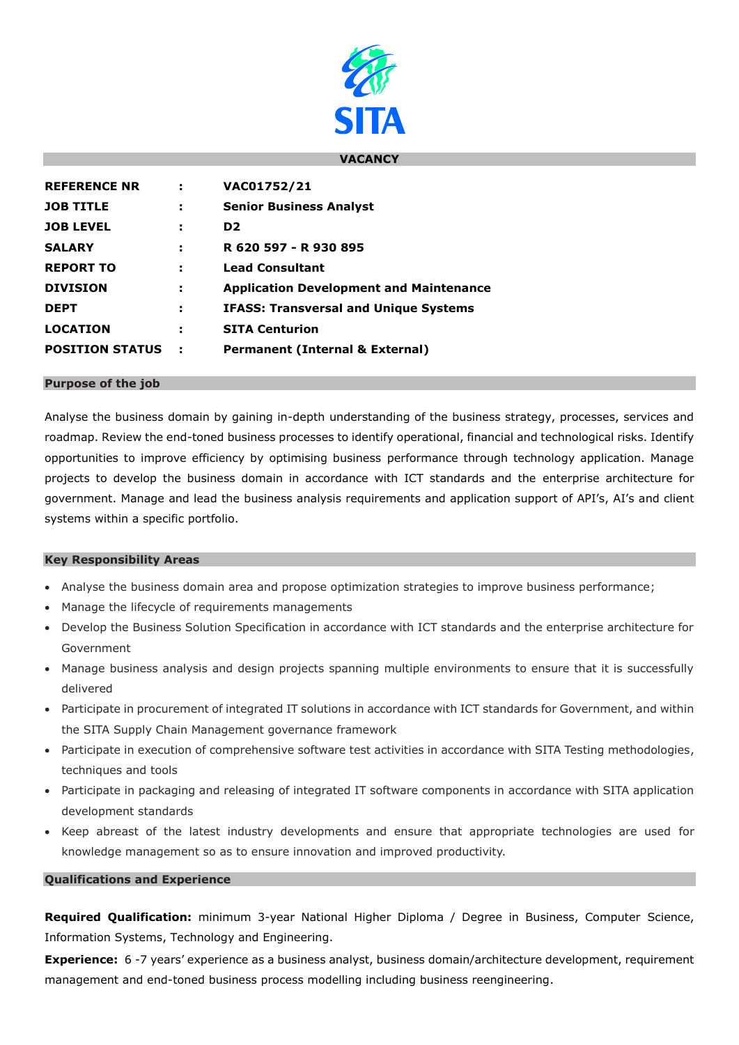SITA

## VACANCY

| | | |
|---|---|---|
| **REFERENCE NR** | **:** | **VAC01752/21** |
| **JOB TITLE** | **:** | **Senior Business Analyst** |
| **JOB LEVEL** | **:** | **D2** |
| **SALARY** | **:** | **R 620 597 - R 930 895** |
| **REPORT TO** | **:** | **Lead Consultant** |
| **DIVISION** | **:** | **Application Development and Maintenance** |
| **DEPT** | **:** | **IFASS: Transversal and Unique Systems** |
| **LOCATION** | **:** | **SITA Centurion** |
| **POSITION STATUS** | **:** | **Permanent (Internal & External)** |

### Purpose of the job

Analyse the business domain by gaining in-depth understanding of the business strategy, processes, services and roadmap. Review the end-toned business processes to identify operational, financial and technological risks. Identify opportunities to improve efficiency by optimising business performance through technology application. Manage projects to develop the business domain in accordance with ICT standards and the enterprise architecture for government. Manage and lead the business analysis requirements and application support of API's, AI's and client systems within a specific portfolio.

### Key Responsibility Areas

- Analyse the business domain area and propose optimization strategies to improve business performance;
- Manage the lifecycle of requirements managements
- Develop the Business Solution Specification in accordance with ICT standards and the enterprise architecture for Government
- Manage business analysis and design projects spanning multiple environments to ensure that it is successfully delivered
- Participate in procurement of integrated IT solutions in accordance with ICT standards for Government, and within the SITA Supply Chain Management governance framework
- Participate in execution of comprehensive software test activities in accordance with SITA Testing methodologies, techniques and tools
- Participate in packaging and releasing of integrated IT software components in accordance with SITA application development standards
- Keep abreast of the latest industry developments and ensure that appropriate technologies are used for knowledge management so as to ensure innovation and improved productivity.

### Qualifications and Experience

**Required Qualification:** minimum 3-year National Higher Diploma / Degree in Business, Computer Science, Information Systems, Technology and Engineering.

**Experience:** 6 -7 years' experience as a business analyst, business domain/architecture development, requirement management and end-toned business process modelling including business reengineering.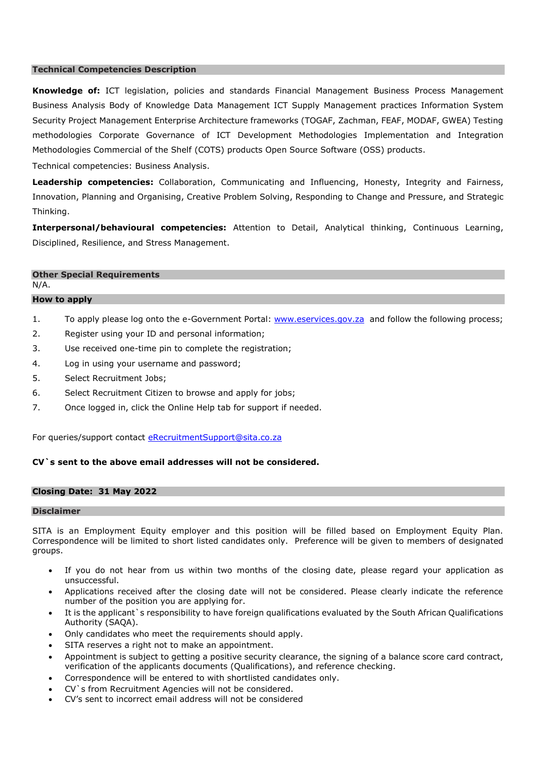## Technical Competencies Description

**Knowledge of:** ICT legislation, policies and standards Financial Management Business Process Management Business Analysis Body of Knowledge Data Management ICT Supply Management practices Information System Security Project Management Enterprise Architecture frameworks (TOGAF, Zachman, FEAF, MODAF, GWEA) Testing methodologies Corporate Governance of ICT Development Methodologies Implementation and Integration Methodologies Commercial of the Shelf (COTS) products Open Source Software (OSS) products.

Technical competencies: Business Analysis.

**Leadership competencies:** Collaboration, Communicating and Influencing, Honesty, Integrity and Fairness, Innovation, Planning and Organising, Creative Problem Solving, Responding to Change and Pressure, and Strategic Thinking.

**Interpersonal/behavioural competencies:** Attention to Detail, Analytical thinking, Continuous Learning, Disciplined, Resilience, and Stress Management.

## Other Special Requirements

N/A.

## How to apply

1. To apply please log onto the e-Government Portal: www.eservices.gov.za and follow the following process;
2. Register using your ID and personal information;
3. Use received one-time pin to complete the registration;
4. Log in using your username and password;
5. Select Recruitment Jobs;
6. Select Recruitment Citizen to browse and apply for jobs;
7. Once logged in, click the Online Help tab for support if needed.

For queries/support contact eRecruitmentSupport@sita.co.za

**CV`s sent to the above email addresses will not be considered.**

## Closing Date: 31 May 2022

## Disclaimer

SITA is an Employment Equity employer and this position will be filled based on Employment Equity Plan. Correspondence will be limited to short listed candidates only. Preference will be given to members of designated groups.

- If you do not hear from us within two months of the closing date, please regard your application as unsuccessful.
- Applications received after the closing date will not be considered. Please clearly indicate the reference number of the position you are applying for.
- It is the applicant`s responsibility to have foreign qualifications evaluated by the South African Qualifications Authority (SAQA).
- Only candidates who meet the requirements should apply.
- SITA reserves a right not to make an appointment.
- Appointment is subject to getting a positive security clearance, the signing of a balance score card contract, verification of the applicants documents (Qualifications), and reference checking.
- Correspondence will be entered to with shortlisted candidates only.
- CV`s from Recruitment Agencies will not be considered.
- CV's sent to incorrect email address will not be considered